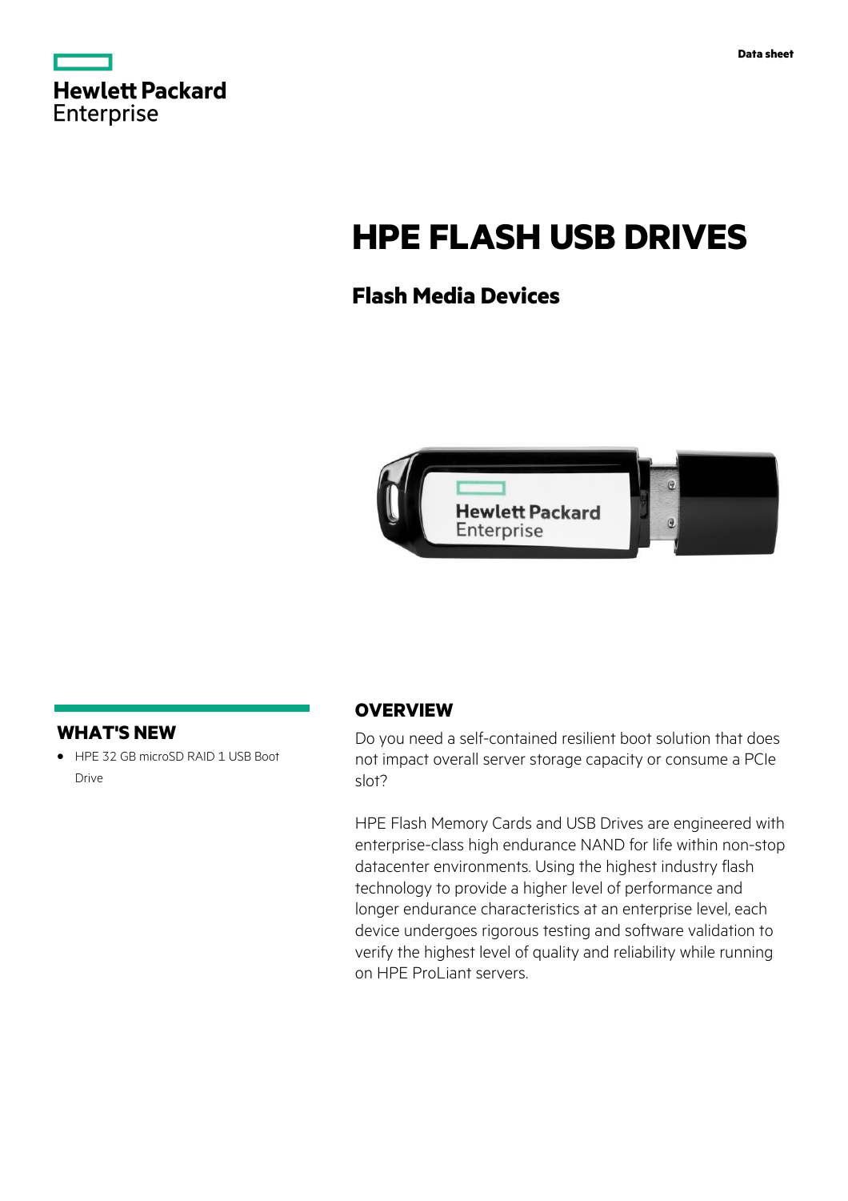Data sheet

# HPE FLASH USB DRIVES

## Flash Media Devices

## WHAT'S NEW

- HPE 32 GB microSD RAID 1 USB Boot Drive

## OVERVIEW

Do you need a self-contained resilient boot solution that does not impact overall server storage capacity or consume a PCIe slot?

HPE Flash Memory Cards and USB Drives are engineered with enterprise-class high endurance NAND for life within non-stop datacenter environments. Using the highest industry flash technology to provide a higher level of performance and longer endurance characteristics at an enterprise level, each device undergoes rigorous testing and software validation to verify the highest level of quality and reliability while running on HPE ProLiant servers.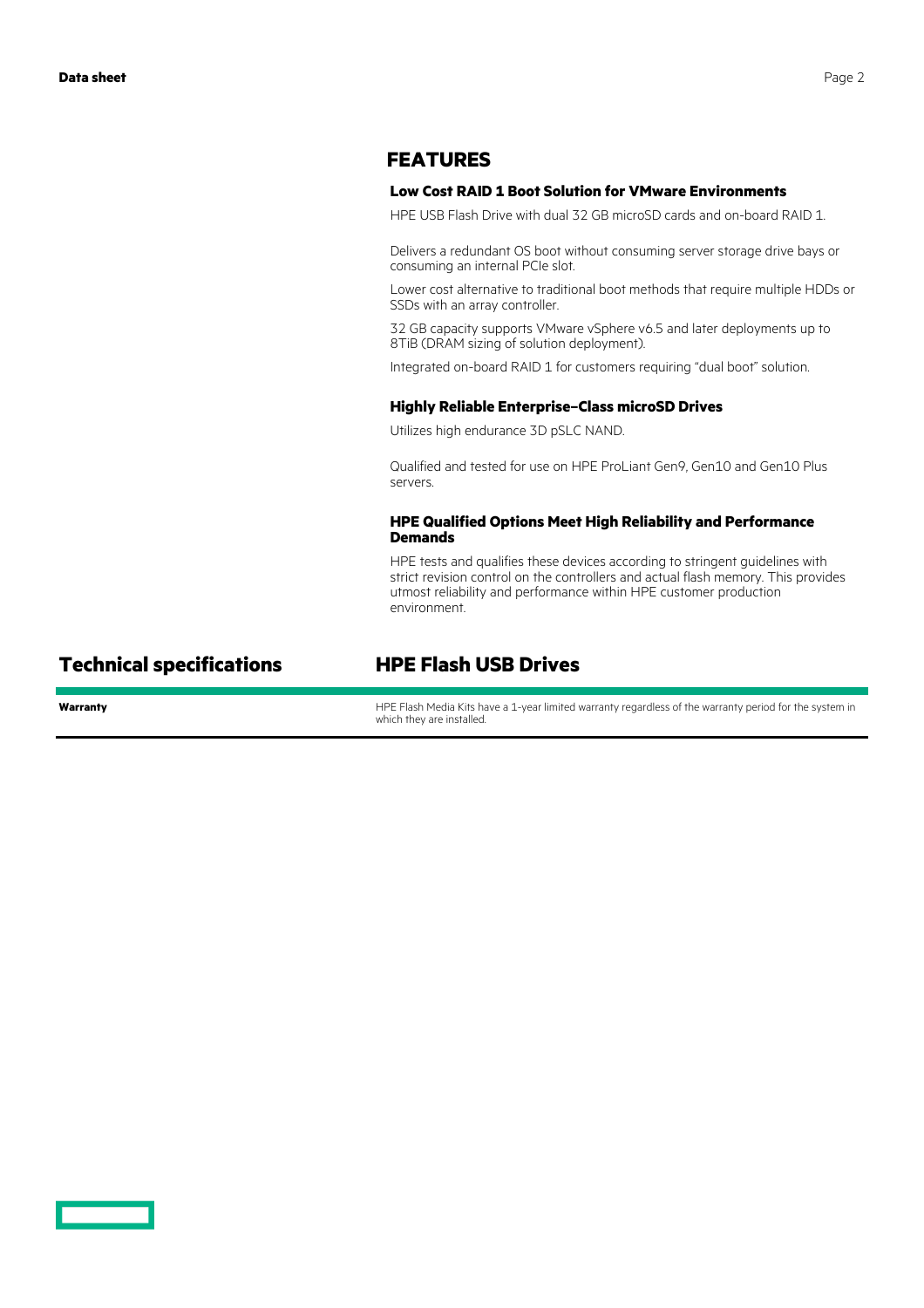## FEATURES

### Low Cost RAID 1 Boot Solution for VMware Environments

HPE USB Flash Drive with dual 32 GB microSD cards and on-board RAID 1.

Delivers a redundant OS boot without consuming server storage drive bays or consuming an internal PCIe slot.

Lower cost alternative to traditional boot methods that require multiple HDDs or SSDs with an array controller.

32 GB capacity supports VMware vSphere v6.5 and later deployments up to 8TiB (DRAM sizing of solution deployment).

Integrated on-board RAID 1 for customers requiring "dual boot" solution.

### Highly Reliable Enterprise–Class microSD Drives

Utilizes high endurance 3D pSLC NAND.

Qualified and tested for use on HPE ProLiant Gen9, Gen10 and Gen10 Plus servers.

### HPE Qualified Options Meet High Reliability and Performance Demands

HPE tests and qualifies these devices according to stringent guidelines with strict revision control on the controllers and actual flash memory. This provides utmost reliability and performance within HPE customer production environment.

## Technical specifications

| | HPE Flash USB Drives |
|---|---|
| **Warranty** | HPE Flash Media Kits have a 1-year limited warranty regardless of the warranty period for the system in which they are installed. |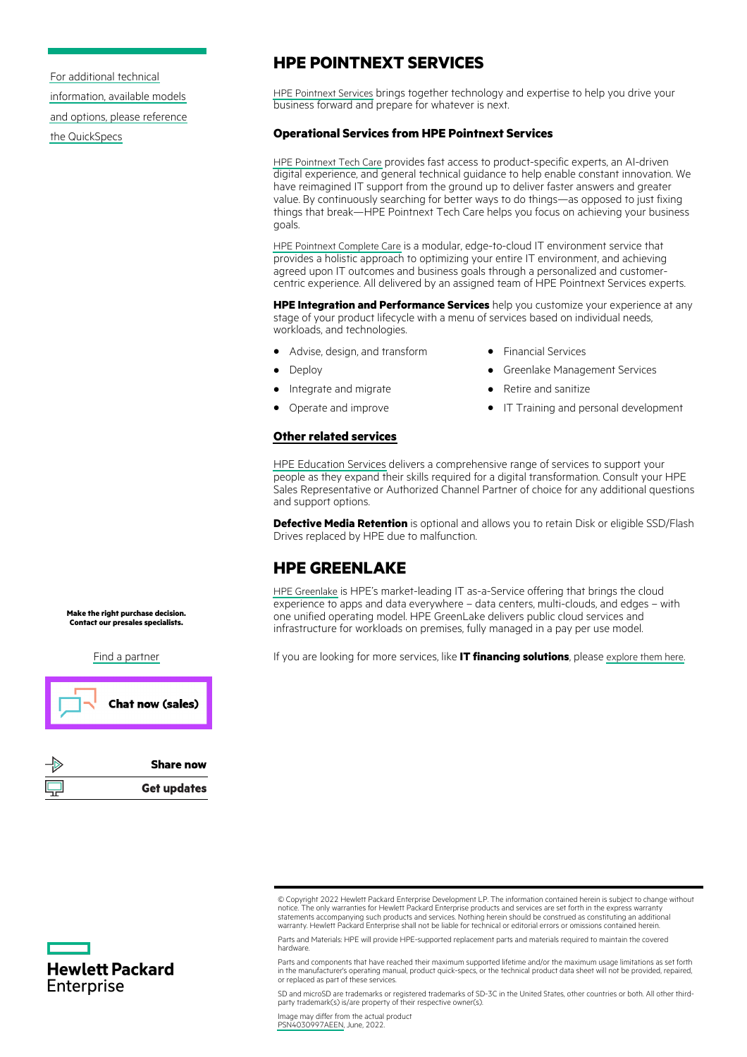For additional technical information, available models and options, please reference the QuickSpecs

# HPE POINTNEXT SERVICES

HPE Pointnext Services brings together technology and expertise to help you drive your business forward and prepare for whatever is next.

### Operational Services from HPE Pointnext Services

HPE Pointnext Tech Care provides fast access to product-specific experts, an AI-driven digital experience, and general technical guidance to help enable constant innovation. We have reimagined IT support from the ground up to deliver faster answers and greater value. By continuously searching for better ways to do things—as opposed to just fixing things that break—HPE Pointnext Tech Care helps you focus on achieving your business goals.

HPE Pointnext Complete Care is a modular, edge-to-cloud IT environment service that provides a holistic approach to optimizing your entire IT environment, and achieving agreed upon IT outcomes and business goals through a personalized and customer-centric experience. All delivered by an assigned team of HPE Pointnext Services experts.

**HPE Integration and Performance Services** help you customize your experience at any stage of your product lifecycle with a menu of services based on individual needs, workloads, and technologies.

- Advise, design, and transform
- Deploy
- Integrate and migrate
- Operate and improve
- Financial Services
- Greenlake Management Services
- Retire and sanitize
- IT Training and personal development

### Other related services

HPE Education Services delivers a comprehensive range of services to support your people as they expand their skills required for a digital transformation. Consult your HPE Sales Representative or Authorized Channel Partner of choice for any additional questions and support options.

**Defective Media Retention** is optional and allows you to retain Disk or eligible SSD/Flash Drives replaced by HPE due to malfunction.

# HPE GREENLAKE

HPE Greenlake is HPE's market-leading IT as-a-Service offering that brings the cloud experience to apps and data everywhere – data centers, multi-clouds, and edges – with one unified operating model. HPE GreenLake delivers public cloud services and infrastructure for workloads on premises, fully managed in a pay per use model.

If you are looking for more services, like **IT financing solutions**, please explore them here.

**Make the right purchase decision. Contact our presales specialists.**

Find a partner

**Chat now (sales)**

**Share now**

**Get updates**

© Copyright 2022 Hewlett Packard Enterprise Development LP. The information contained herein is subject to change without notice. The only warranties for Hewlett Packard Enterprise products and services are set forth in the express warranty statements accompanying such products and services. Nothing herein should be construed as constituting an additional warranty. Hewlett Packard Enterprise shall not be liable for technical or editorial errors or omissions contained herein.

Parts and Materials: HPE will provide HPE-supported replacement parts and materials required to maintain the covered hardware.

Parts and components that have reached their maximum supported lifetime and/or the maximum usage limitations as set forth in the manufacturer's operating manual, product quick-specs, or the technical product data sheet will not be provided, repaired, or replaced as part of these services.

SD and microSD are trademarks or registered trademarks of SD-3C in the United States, other countries or both. All other third-party trademark(s) is/are property of their respective owner(s).

Image may differ from the actual product

PSN4030997AEEN, June, 2022.

Hewlett Packard Enterprise